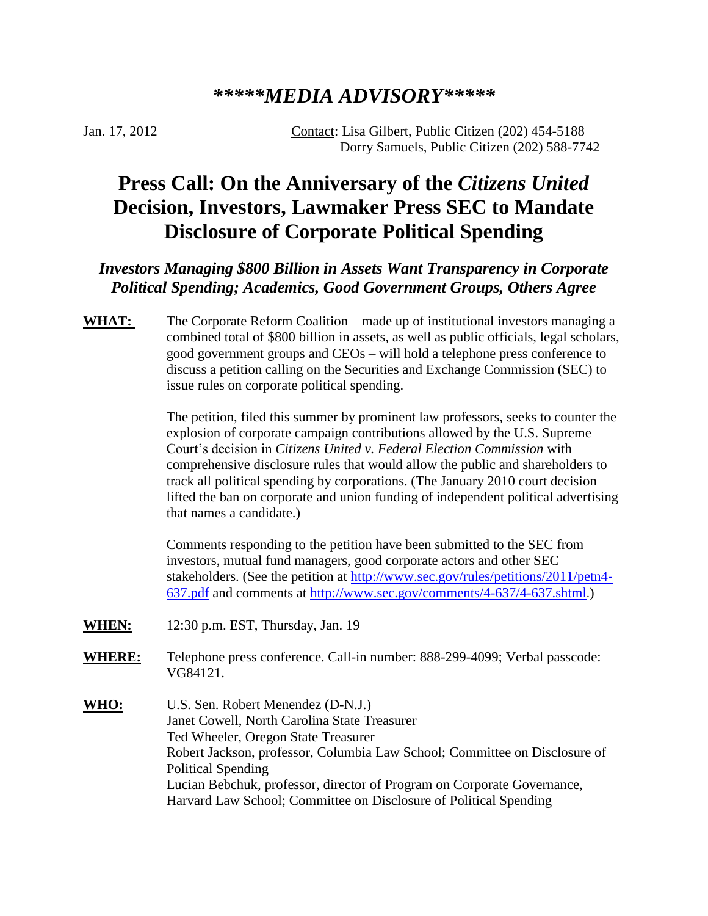# *\*\*\*\*\*MEDIA ADVISORY\*\*\*\*\**

Jan. 17, 2012

Contact: Lisa Gilbert, Public Citizen (202) 454-5188
Dorry Samuels, Public Citizen (202) 588-7742

# Press Call: On the Anniversary of the *Citizens United* Decision, Investors, Lawmaker Press SEC to Mandate Disclosure of Corporate Political Spending

### *Investors Managing $800 Billion in Assets Want Transparency in Corporate Political Spending; Academics, Good Government Groups, Others Agree*

**WHAT:** The Corporate Reform Coalition – made up of institutional investors managing a combined total of $800 billion in assets, as well as public officials, legal scholars, good government groups and CEOs – will hold a telephone press conference to discuss a petition calling on the Securities and Exchange Commission (SEC) to issue rules on corporate political spending.

The petition, filed this summer by prominent law professors, seeks to counter the explosion of corporate campaign contributions allowed by the U.S. Supreme Court's decision in *Citizens United v. Federal Election Commission* with comprehensive disclosure rules that would allow the public and shareholders to track all political spending by corporations. (The January 2010 court decision lifted the ban on corporate and union funding of independent political advertising that names a candidate.)

Comments responding to the petition have been submitted to the SEC from investors, mutual fund managers, good corporate actors and other SEC stakeholders. (See the petition at http://www.sec.gov/rules/petitions/2011/petn4-637.pdf and comments at http://www.sec.gov/comments/4-637/4-637.shtml.)

**WHEN:** 12:30 p.m. EST, Thursday, Jan. 19

**WHERE:** Telephone press conference. Call-in number: 888-299-4099; Verbal passcode: VG84121.

**WHO:**
U.S. Sen. Robert Menendez (D-N.J.)
Janet Cowell, North Carolina State Treasurer
Ted Wheeler, Oregon State Treasurer
Robert Jackson, professor, Columbia Law School; Committee on Disclosure of Political Spending
Lucian Bebchuk, professor, director of Program on Corporate Governance, Harvard Law School; Committee on Disclosure of Political Spending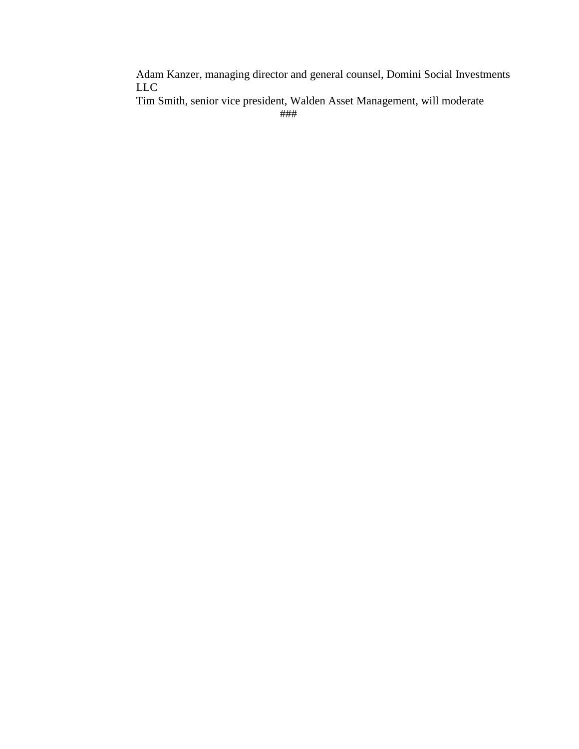Adam Kanzer, managing director and general counsel, Domini Social Investments LLC

Tim Smith, senior vice president, Walden Asset Management, will moderate

###